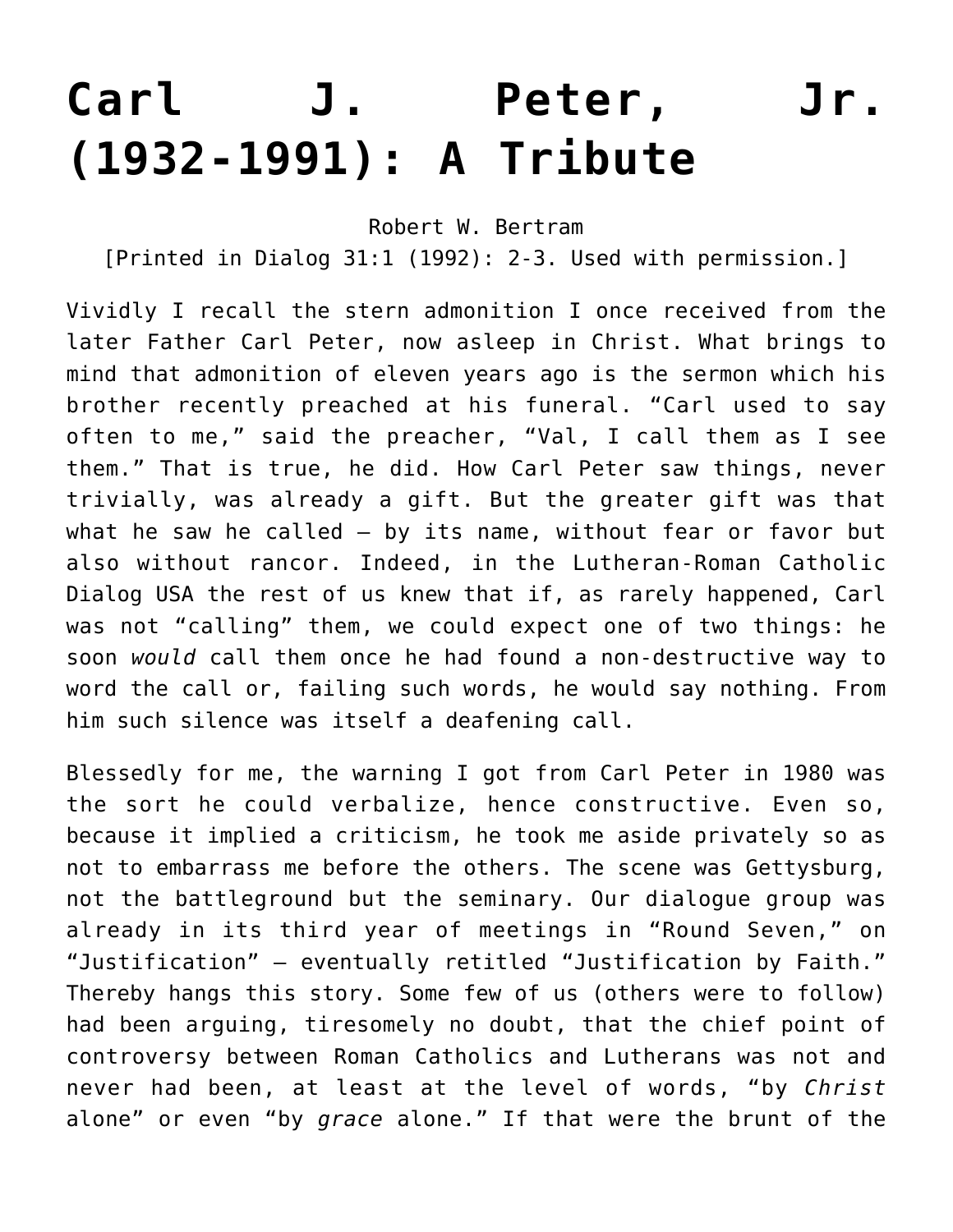# Carl J. Peter, Jr. (1932-1991): A Tribute

Robert W. Bertram
[Printed in Dialog 31:1 (1992): 2-3. Used with permission.]

Vividly I recall the stern admonition I once received from the later Father Carl Peter, now asleep in Christ. What brings to mind that admonition of eleven years ago is the sermon which his brother recently preached at his funeral. "Carl used to say often to me," said the preacher, "Val, I call them as I see them." That is true, he did. How Carl Peter saw things, never trivially, was already a gift. But the greater gift was that what he saw he called — by its name, without fear or favor but also without rancor. Indeed, in the Lutheran-Roman Catholic Dialog USA the rest of us knew that if, as rarely happened, Carl was not "calling" them, we could expect one of two things: he soon *would* call them once he had found a non-destructive way to word the call or, failing such words, he would say nothing. From him such silence was itself a deafening call.

Blessedly for me, the warning I got from Carl Peter in 1980 was the sort he could verbalize, hence constructive. Even so, because it implied a criticism, he took me aside privately so as not to embarrass me before the others. The scene was Gettysburg, not the battleground but the seminary. Our dialogue group was already in its third year of meetings in "Round Seven," on "Justification" — eventually retitled "Justification by Faith." Thereby hangs this story. Some few of us (others were to follow) had been arguing, tiresomely no doubt, that the chief point of controversy between Roman Catholics and Lutherans was not and never had been, at least at the level of words, "by *Christ* alone" or even "by *grace* alone." If that were the brunt of the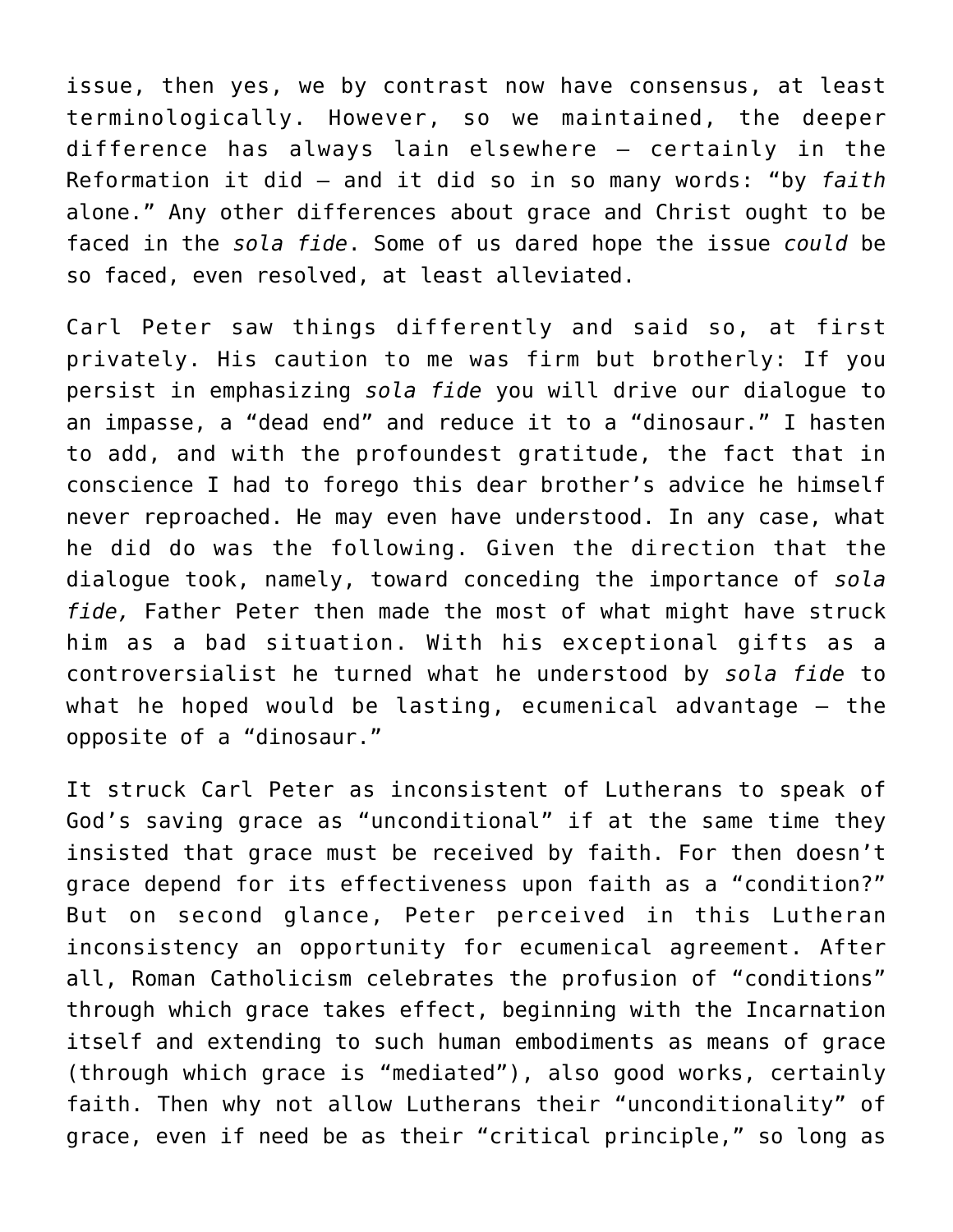issue, then yes, we by contrast now have consensus, at least terminologically. However, so we maintained, the deeper difference has always lain elsewhere – certainly in the Reformation it did – and it did so in so many words: "by *faith* alone." Any other differences about grace and Christ ought to be faced in the *sola fide*. Some of us dared hope the issue *could* be so faced, even resolved, at least alleviated.

Carl Peter saw things differently and said so, at first privately. His caution to me was firm but brotherly: If you persist in emphasizing *sola fide* you will drive our dialogue to an impasse, a "dead end" and reduce it to a "dinosaur." I hasten to add, and with the profoundest gratitude, the fact that in conscience I had to forego this dear brother's advice he himself never reproached. He may even have understood. In any case, what he did do was the following. Given the direction that the dialogue took, namely, toward conceding the importance of *sola fide,* Father Peter then made the most of what might have struck him as a bad situation. With his exceptional gifts as a controversialist he turned what he understood by *sola fide* to what he hoped would be lasting, ecumenical advantage – the opposite of a "dinosaur."

It struck Carl Peter as inconsistent of Lutherans to speak of God's saving grace as "unconditional" if at the same time they insisted that grace must be received by faith. For then doesn't grace depend for its effectiveness upon faith as a "condition?" But on second glance, Peter perceived in this Lutheran inconsistency an opportunity for ecumenical agreement. After all, Roman Catholicism celebrates the profusion of "conditions" through which grace takes effect, beginning with the Incarnation itself and extending to such human embodiments as means of grace (through which grace is "mediated"), also good works, certainly faith. Then why not allow Lutherans their "unconditionality" of grace, even if need be as their "critical principle," so long as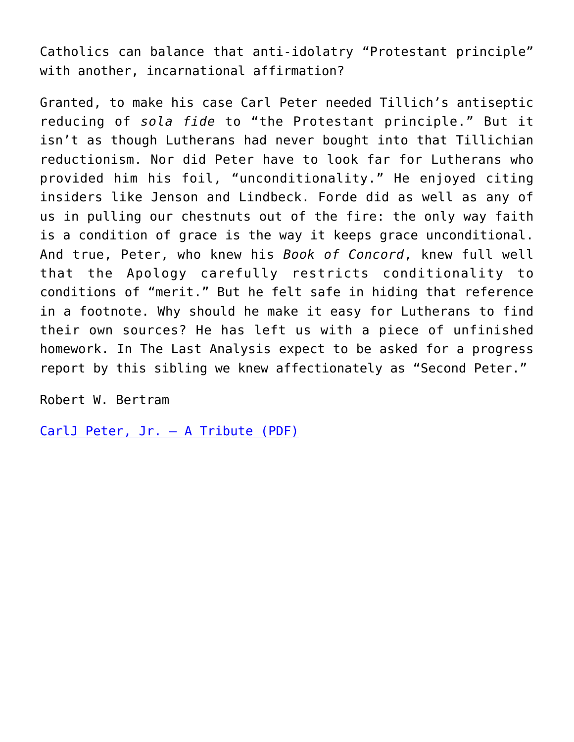Catholics can balance that anti-idolatry "Protestant principle" with another, incarnational affirmation?

Granted, to make his case Carl Peter needed Tillich's antiseptic reducing of *sola fide* to "the Protestant principle." But it isn't as though Lutherans had never bought into that Tillichian reductionism. Nor did Peter have to look far for Lutherans who provided him his foil, "unconditionality." He enjoyed citing insiders like Jenson and Lindbeck. Forde did as well as any of us in pulling our chestnuts out of the fire: the only way faith is a condition of grace is the way it keeps grace unconditional. And true, Peter, who knew his *Book of Concord*, knew full well that the Apology carefully restricts conditionality to conditions of "merit." But he felt safe in hiding that reference in a footnote. Why should he make it easy for Lutherans to find their own sources? He has left us with a piece of unfinished homework. In The Last Analysis expect to be asked for a progress report by this sibling we knew affectionately as "Second Peter."

Robert W. Bertram

CarlJ Peter, Jr. – A Tribute (PDF)